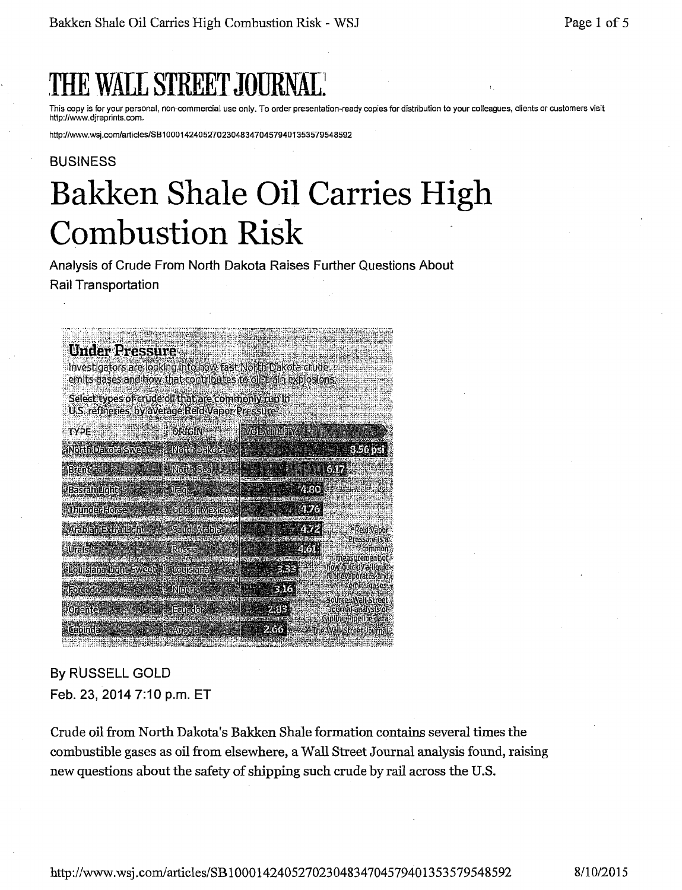# THE WALL STREET JOURNAL.

This copy is for your personal, non-commercial use only. To order presentation-ready copies for distribution to your colleagues, clients or customers visit http://www.djreprints.com.

http://www.wsj.com/articles/SB10001424052702304834704579401353579548592

BUSINESS

# Bakken Shale Oil Carries High Combustion Risk

Analysis of Crude From North Dakota Raises Further Questions About Rail Transportation

**Under Pressure**

Investigators are looking into how fast North Dakota crude emits gases and how that contributes to oil-train explosions.

Select types of crude oil that are commonly run in U.S. refineries, by average Reid Vapor Pressure*

| TYPE | ORIGIN | VOLATILITY |
|---|---|---|
| North Dakota Sweet | North Dakota | 8.56 psi |
| Brent | North Sea | 6.17 |
| Basrah Light | Iraq | 4.80 |
| Thunder Horse | Gulf of Mexico | 4.76 |
| Arabian Extra Light | Saudi Arabia | 4.72 |
| Urals | Russia | 4.61 |
| Louisiana Light Sweet | Louisiana | 3.33 |
| Forcados | Nigeria | 3.16 |
| Oriente | Ecuador | 2.83 |
| Cabinda | Angola | 2.66 |

*Reid Vapor Pressure is a common measurement of how quickly a liquid fuel evaporates and emits gases.

Source: Wall Street Journal analysis of Capline Pipeline data

The Wall Street Journal

By RUSSELL GOLD

Feb. 23, 2014 7:10 p.m. ET

Crude oil from North Dakota's Bakken Shale formation contains several times the combustible gases as oil from elsewhere, a Wall Street Journal analysis found, raising new questions about the safety of shipping such crude by rail across the U.S.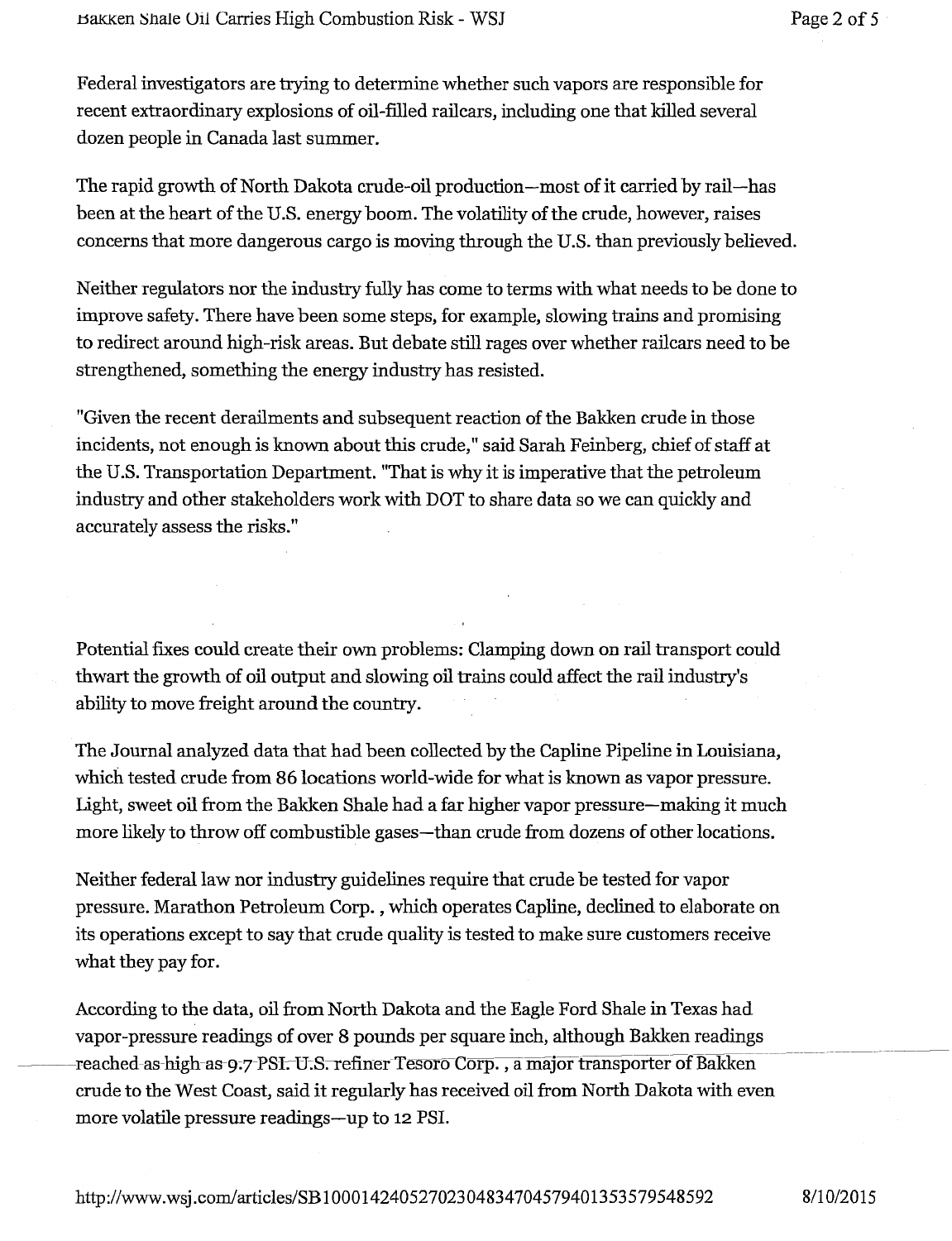Federal investigators are trying to determine whether such vapors are responsible for recent extraordinary explosions of oil-filled railcars, including one that killed several dozen people in Canada last summer.

The rapid growth of North Dakota crude-oil production—most of it carried by rail—has been at the heart of the U.S. energy boom. The volatility of the crude, however, raises concerns that more dangerous cargo is moving through the U.S. than previously believed.

Neither regulators nor the industry fully has come to terms with what needs to be done to improve safety. There have been some steps, for example, slowing trains and promising to redirect around high-risk areas. But debate still rages over whether railcars need to be strengthened, something the energy industry has resisted.

"Given the recent derailments and subsequent reaction of the Bakken crude in those incidents, not enough is known about this crude," said Sarah Feinberg, chief of staff at the U.S. Transportation Department. "That is why it is imperative that the petroleum industry and other stakeholders work with DOT to share data so we can quickly and accurately assess the risks."

Potential fixes could create their own problems: Clamping down on rail transport could thwart the growth of oil output and slowing oil trains could affect the rail industry's ability to move freight around the country.

The Journal analyzed data that had been collected by the Capline Pipeline in Louisiana, which tested crude from 86 locations world-wide for what is known as vapor pressure. Light, sweet oil from the Bakken Shale had a far higher vapor pressure—making it much more likely to throw off combustible gases—than crude from dozens of other locations.

Neither federal law nor industry guidelines require that crude be tested for vapor pressure. Marathon Petroleum Corp. , which operates Capline, declined to elaborate on its operations except to say that crude quality is tested to make sure customers receive what they pay for.

According to the data, oil from North Dakota and the Eagle Ford Shale in Texas had vapor-pressure readings of over 8 pounds per square inch, although Bakken readings reached as high as 9.7 PSI. U.S. refiner Tesoro Corp. , a major transporter of Bakken crude to the West Coast, said it regularly has received oil from North Dakota with even more volatile pressure readings—up to 12 PSI.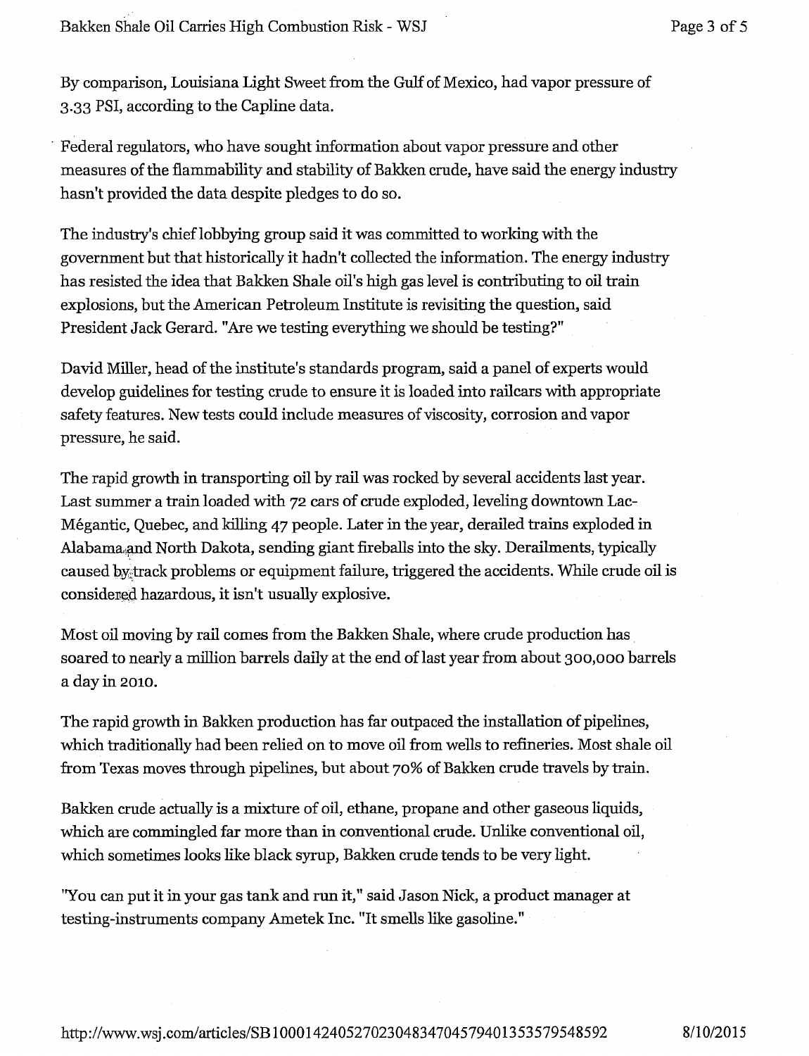By comparison, Louisiana Light Sweet from the Gulf of Mexico, had vapor pressure of 3.33 PSI, according to the Capline data.

Federal regulators, who have sought information about vapor pressure and other measures of the flammability and stability of Bakken crude, have said the energy industry hasn't provided the data despite pledges to do so.

The industry's chief lobbying group said it was committed to working with the government but that historically it hadn't collected the information. The energy industry has resisted the idea that Bakken Shale oil's high gas level is contributing to oil train explosions, but the American Petroleum Institute is revisiting the question, said President Jack Gerard. "Are we testing everything we should be testing?"

David Miller, head of the institute's standards program, said a panel of experts would develop guidelines for testing crude to ensure it is loaded into railcars with appropriate safety features. New tests could include measures of viscosity, corrosion and vapor pressure, he said.

The rapid growth in transporting oil by rail was rocked by several accidents last year. Last summer a train loaded with 72 cars of crude exploded, leveling downtown Lac-Mégantic, Quebec, and killing 47 people. Later in the year, derailed trains exploded in Alabama and North Dakota, sending giant fireballs into the sky. Derailments, typically caused by track problems or equipment failure, triggered the accidents. While crude oil is considered hazardous, it isn't usually explosive.

Most oil moving by rail comes from the Bakken Shale, where crude production has soared to nearly a million barrels daily at the end of last year from about 300,000 barrels a day in 2010.

The rapid growth in Bakken production has far outpaced the installation of pipelines, which traditionally had been relied on to move oil from wells to refineries. Most shale oil from Texas moves through pipelines, but about 70% of Bakken crude travels by train.

Bakken crude actually is a mixture of oil, ethane, propane and other gaseous liquids, which are commingled far more than in conventional crude. Unlike conventional oil, which sometimes looks like black syrup, Bakken crude tends to be very light.

"You can put it in your gas tank and run it," said Jason Nick, a product manager at testing-instruments company Ametek Inc. "It smells like gasoline."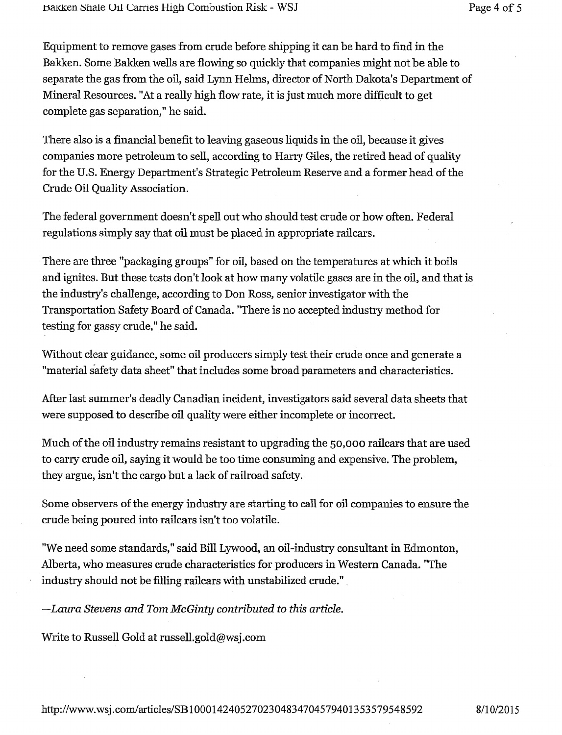Equipment to remove gases from crude before shipping it can be hard to find in the Bakken. Some Bakken wells are flowing so quickly that companies might not be able to separate the gas from the oil, said Lynn Helms, director of North Dakota's Department of Mineral Resources. "At a really high flow rate, it is just much more difficult to get complete gas separation," he said.

There also is a financial benefit to leaving gaseous liquids in the oil, because it gives companies more petroleum to sell, according to Harry Giles, the retired head of quality for the U.S. Energy Department's Strategic Petroleum Reserve and a former head of the Crude Oil Quality Association.

The federal government doesn't spell out who should test crude or how often. Federal regulations simply say that oil must be placed in appropriate railcars.

There are three "packaging groups" for oil, based on the temperatures at which it boils and ignites. But these tests don't look at how many volatile gases are in the oil, and that is the industry's challenge, according to Don Ross, senior investigator with the Transportation Safety Board of Canada. "There is no accepted industry method for testing for gassy crude," he said.

Without clear guidance, some oil producers simply test their crude once and generate a "material safety data sheet" that includes some broad parameters and characteristics.

After last summer's deadly Canadian incident, investigators said several data sheets that were supposed to describe oil quality were either incomplete or incorrect.

Much of the oil industry remains resistant to upgrading the 50,000 railcars that are used to carry crude oil, saying it would be too time consuming and expensive. The problem, they argue, isn't the cargo but a lack of railroad safety.

Some observers of the energy industry are starting to call for oil companies to ensure the crude being poured into railcars isn't too volatile.

"We need some standards," said Bill Lywood, an oil-industry consultant in Edmonton, Alberta, who measures crude characteristics for producers in Western Canada. "The industry should not be filling railcars with unstabilized crude."

*—Laura Stevens and Tom McGinty contributed to this article.*

Write to Russell Gold at russell.gold@wsj.com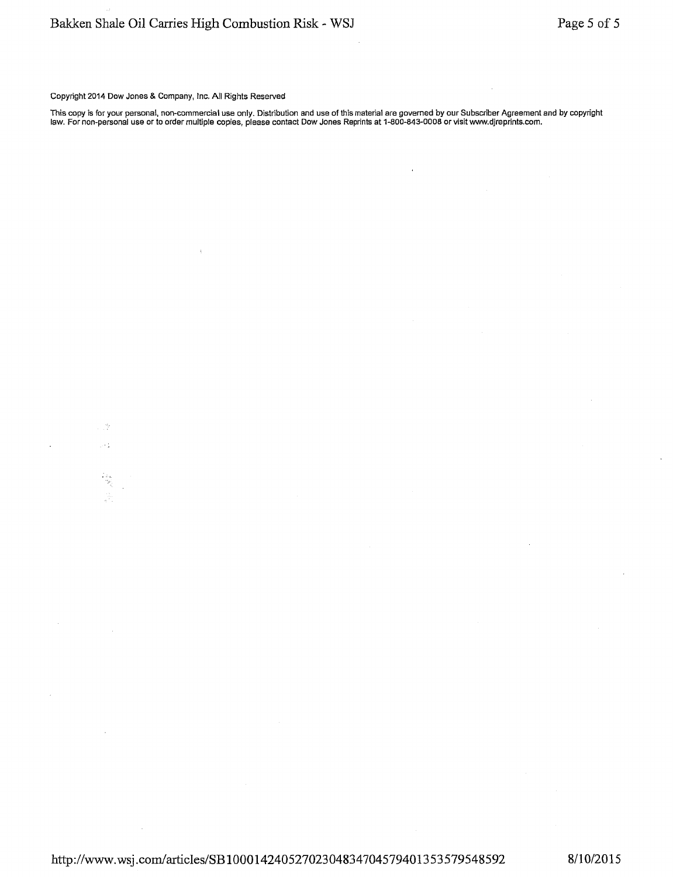Copyright 2014 Dow Jones & Company, Inc. All Rights Reserved

This copy is for your personal, non-commercial use only. Distribution and use of this material are governed by our Subscriber Agreement and by copyright law. For non-personal use or to order multiple copies, please contact Dow Jones Reprints at 1-800-843-0008 or visit www.djreprints.com.